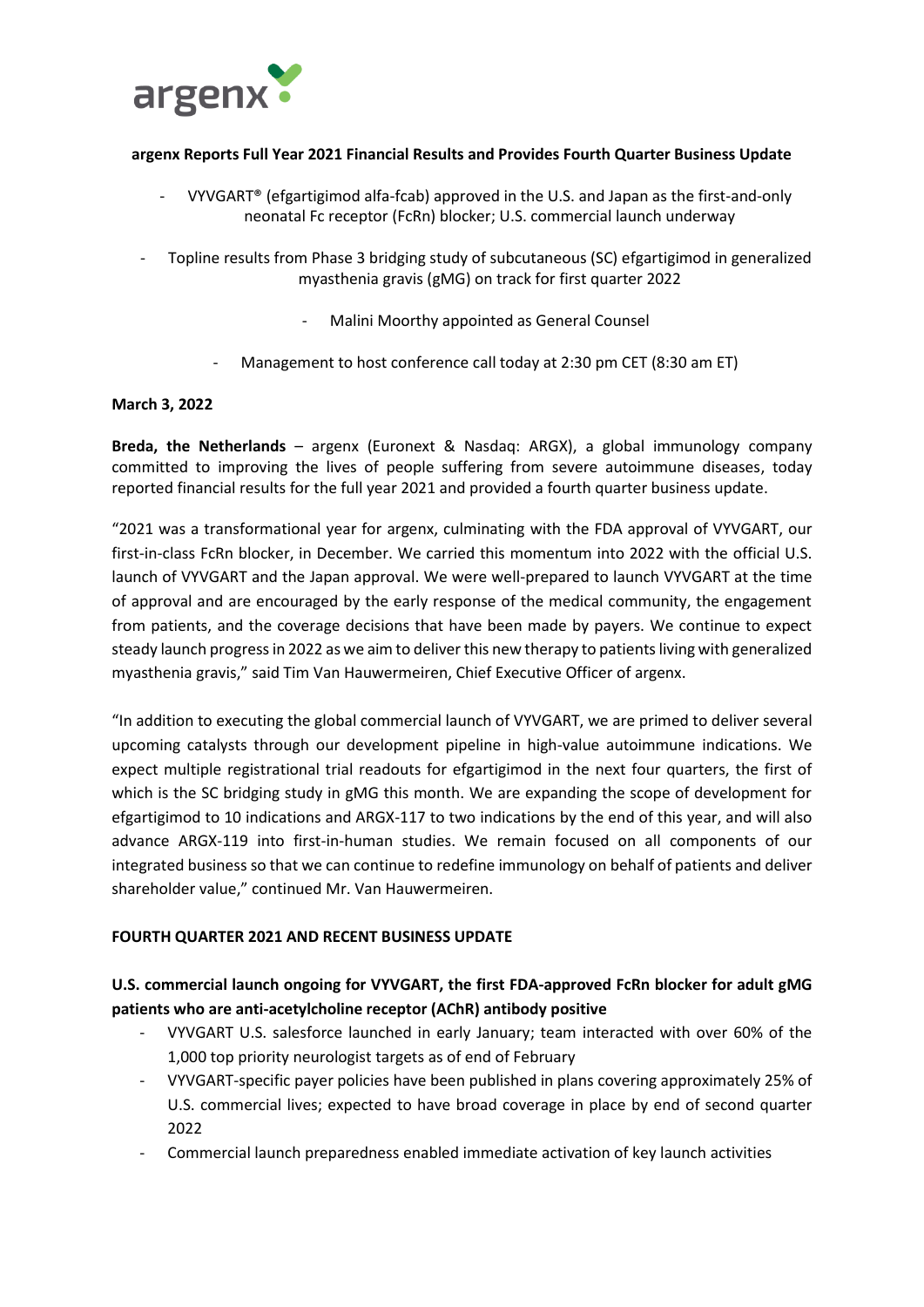argenx

**argenx Reports Full Year 2021 Financial Results and Provides Fourth Quarter Business Update**

- VYVGART® (efgartigimod alfa-fcab) approved in the U.S. and Japan as the first-and-only neonatal Fc receptor (FcRn) blocker; U.S. commercial launch underway
- Topline results from Phase 3 bridging study of subcutaneous (SC) efgartigimod in generalized myasthenia gravis (gMG) on track for first quarter 2022
- Malini Moorthy appointed as General Counsel
- Management to host conference call today at 2:30 pm CET (8:30 am ET)

**March 3, 2022**

**Breda, the Netherlands** – argenx (Euronext & Nasdaq: ARGX), a global immunology company committed to improving the lives of people suffering from severe autoimmune diseases, today reported financial results for the full year 2021 and provided a fourth quarter business update.

"2021 was a transformational year for argenx, culminating with the FDA approval of VYVGART, our first-in-class FcRn blocker, in December. We carried this momentum into 2022 with the official U.S. launch of VYVGART and the Japan approval. We were well-prepared to launch VYVGART at the time of approval and are encouraged by the early response of the medical community, the engagement from patients, and the coverage decisions that have been made by payers. We continue to expect steady launch progress in 2022 as we aim to deliver this new therapy to patients living with generalized myasthenia gravis," said Tim Van Hauwermeiren, Chief Executive Officer of argenx.

"In addition to executing the global commercial launch of VYVGART, we are primed to deliver several upcoming catalysts through our development pipeline in high-value autoimmune indications. We expect multiple registrational trial readouts for efgartigimod in the next four quarters, the first of which is the SC bridging study in gMG this month. We are expanding the scope of development for efgartigimod to 10 indications and ARGX-117 to two indications by the end of this year, and will also advance ARGX-119 into first-in-human studies. We remain focused on all components of our integrated business so that we can continue to redefine immunology on behalf of patients and deliver shareholder value," continued Mr. Van Hauwermeiren.

**FOURTH QUARTER 2021 AND RECENT BUSINESS UPDATE**

**U.S. commercial launch ongoing for VYVGART, the first FDA-approved FcRn blocker for adult gMG patients who are anti-acetylcholine receptor (AChR) antibody positive**

- VYVGART U.S. salesforce launched in early January; team interacted with over 60% of the 1,000 top priority neurologist targets as of end of February
- VYVGART-specific payer policies have been published in plans covering approximately 25% of U.S. commercial lives; expected to have broad coverage in place by end of second quarter 2022
- Commercial launch preparedness enabled immediate activation of key launch activities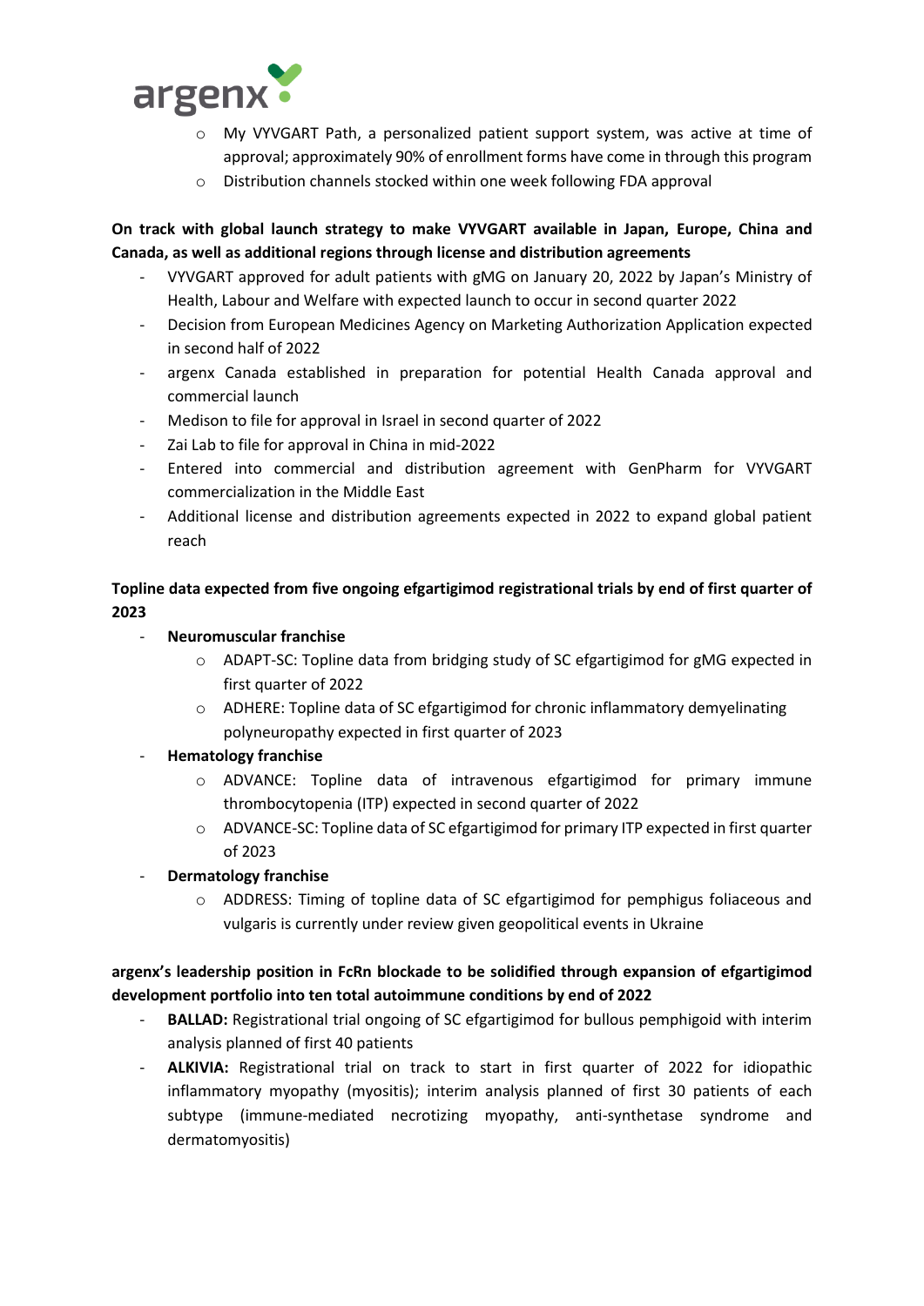- My VYVGART Path, a personalized patient support system, was active at time of approval; approximately 90% of enrollment forms have come in through this program
  - Distribution channels stocked within one week following FDA approval

**On track with global launch strategy to make VYVGART available in Japan, Europe, China and Canada, as well as additional regions through license and distribution agreements**

- VYVGART approved for adult patients with gMG on January 20, 2022 by Japan's Ministry of Health, Labour and Welfare with expected launch to occur in second quarter 2022
- Decision from European Medicines Agency on Marketing Authorization Application expected in second half of 2022
- argenx Canada established in preparation for potential Health Canada approval and commercial launch
- Medison to file for approval in Israel in second quarter of 2022
- Zai Lab to file for approval in China in mid-2022
- Entered into commercial and distribution agreement with GenPharm for VYVGART commercialization in the Middle East
- Additional license and distribution agreements expected in 2022 to expand global patient reach

**Topline data expected from five ongoing efgartigimod registrational trials by end of first quarter of 2023**

- **Neuromuscular franchise**
  - ADAPT-SC: Topline data from bridging study of SC efgartigimod for gMG expected in first quarter of 2022
  - ADHERE: Topline data of SC efgartigimod for chronic inflammatory demyelinating polyneuropathy expected in first quarter of 2023
- **Hematology franchise**
  - ADVANCE: Topline data of intravenous efgartigimod for primary immune thrombocytopenia (ITP) expected in second quarter of 2022
  - ADVANCE-SC: Topline data of SC efgartigimod for primary ITP expected in first quarter of 2023
- **Dermatology franchise**
  - ADDRESS: Timing of topline data of SC efgartigimod for pemphigus foliaceous and vulgaris is currently under review given geopolitical events in Ukraine

**argenx's leadership position in FcRn blockade to be solidified through expansion of efgartigimod development portfolio into ten total autoimmune conditions by end of 2022**

- **BALLAD:** Registrational trial ongoing of SC efgartigimod for bullous pemphigoid with interim analysis planned of first 40 patients
- **ALKIVIA:** Registrational trial on track to start in first quarter of 2022 for idiopathic inflammatory myopathy (myositis); interim analysis planned of first 30 patients of each subtype (immune-mediated necrotizing myopathy, anti-synthetase syndrome and dermatomyositis)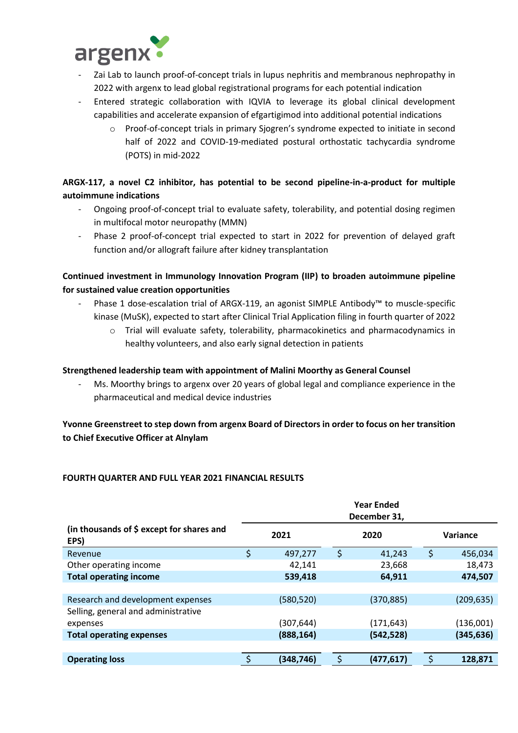- Zai Lab to launch proof-of-concept trials in lupus nephritis and membranous nephropathy in 2022 with argenx to lead global registrational programs for each potential indication
- Entered strategic collaboration with IQVIA to leverage its global clinical development capabilities and accelerate expansion of efgartigimod into additional potential indications
    - Proof-of-concept trials in primary Sjogren's syndrome expected to initiate in second half of 2022 and COVID-19-mediated postural orthostatic tachycardia syndrome (POTS) in mid-2022

**ARGX-117, a novel C2 inhibitor, has potential to be second pipeline-in-a-product for multiple autoimmune indications**

- Ongoing proof-of-concept trial to evaluate safety, tolerability, and potential dosing regimen in multifocal motor neuropathy (MMN)
- Phase 2 proof-of-concept trial expected to start in 2022 for prevention of delayed graft function and/or allograft failure after kidney transplantation

**Continued investment in Immunology Innovation Program (IIP) to broaden autoimmune pipeline for sustained value creation opportunities**

- Phase 1 dose-escalation trial of ARGX-119, an agonist SIMPLE Antibody™ to muscle-specific kinase (MuSK), expected to start after Clinical Trial Application filing in fourth quarter of 2022
    - Trial will evaluate safety, tolerability, pharmacokinetics and pharmacodynamics in healthy volunteers, and also early signal detection in patients

**Strengthened leadership team with appointment of Malini Moorthy as General Counsel**

- Ms. Moorthy brings to argenx over 20 years of global legal and compliance experience in the pharmaceutical and medical device industries

**Yvonne Greenstreet to step down from argenx Board of Directors in order to focus on her transition to Chief Executive Officer at Alnylam**

**FOURTH QUARTER AND FULL YEAR 2021 FINANCIAL RESULTS**

| (in thousands of $ except for shares and EPS) | Year Ended December 31, 2021 | Year Ended December 31, 2020 | Variance |
|---|---|---|---|
| Revenue | $ 497,277 | $ 41,243 | $ 456,034 |
| Other operating income | 42,141 | 23,668 | 18,473 |
| **Total operating income** | **539,418** | **64,911** | **474,507** |
| | | | |
| Research and development expenses | (580,520) | (370,885) | (209,635) |
| Selling, general and administrative expenses | (307,644) | (171,643) | (136,001) |
| **Total operating expenses** | **(888,164)** | **(542,528)** | **(345,636)** |
| | | | |
| **Operating loss** | **$ (348,746)** | **$ (477,617)** | **$ 128,871** |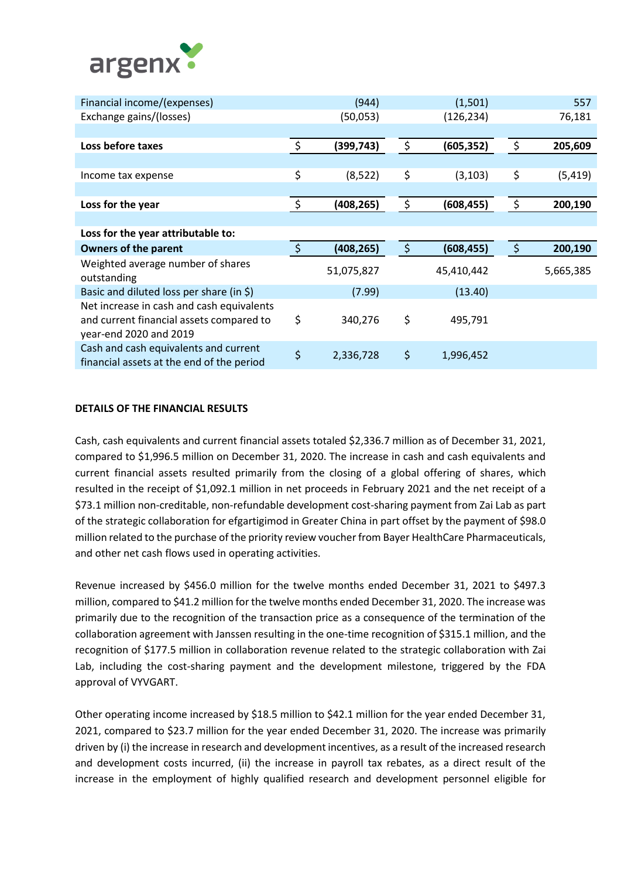| | | | |
|---|---|---|---|
| Financial income/(expenses) | (944) | (1,501) | 557 |
| Exchange gains/(losses) | (50,053) | (126,234) | 76,181 |
| | | | |
| **Loss before taxes** | $ **(399,743)** | $ **(605,352)** | $ **205,609** |
| | | | |
| Income tax expense | $ (8,522) | $ (3,103) | $ (5,419) |
| | | | |
| **Loss for the year** | $ **(408,265)** | $ **(608,455)** | $ **200,190** |
| | | | |
| **Loss for the year attributable to:** | | | |
| **Owners of the parent** | $ **(408,265)** | $ **(608,455)** | $ **200,190** |
| Weighted average number of shares outstanding | 51,075,827 | 45,410,442 | 5,665,385 |
| Basic and diluted loss per share (in $) | (7.99) | (13.40) | |
| Net increase in cash and cash equivalents and current financial assets compared to year-end 2020 and 2019 | $ 340,276 | $ 495,791 | |
| Cash and cash equivalents and current financial assets at the end of the period | $ 2,336,728 | $ 1,996,452 | |

**DETAILS OF THE FINANCIAL RESULTS**

Cash, cash equivalents and current financial assets totaled $2,336.7 million as of December 31, 2021, compared to $1,996.5 million on December 31, 2020. The increase in cash and cash equivalents and current financial assets resulted primarily from the closing of a global offering of shares, which resulted in the receipt of $1,092.1 million in net proceeds in February 2021 and the net receipt of a $73.1 million non-creditable, non-refundable development cost-sharing payment from Zai Lab as part of the strategic collaboration for efgartigimod in Greater China in part offset by the payment of $98.0 million related to the purchase of the priority review voucher from Bayer HealthCare Pharmaceuticals, and other net cash flows used in operating activities.

Revenue increased by $456.0 million for the twelve months ended December 31, 2021 to $497.3 million, compared to $41.2 million for the twelve months ended December 31, 2020. The increase was primarily due to the recognition of the transaction price as a consequence of the termination of the collaboration agreement with Janssen resulting in the one-time recognition of $315.1 million, and the recognition of $177.5 million in collaboration revenue related to the strategic collaboration with Zai Lab, including the cost-sharing payment and the development milestone, triggered by the FDA approval of VYVGART.

Other operating income increased by $18.5 million to $42.1 million for the year ended December 31, 2021, compared to $23.7 million for the year ended December 31, 2020. The increase was primarily driven by (i) the increase in research and development incentives, as a result of the increased research and development costs incurred, (ii) the increase in payroll tax rebates, as a direct result of the increase in the employment of highly qualified research and development personnel eligible for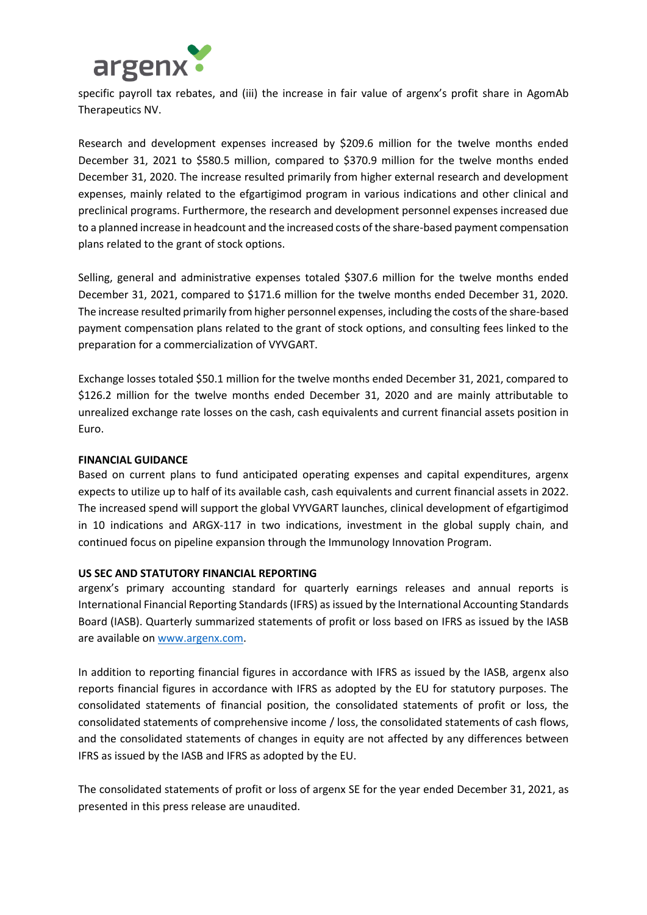specific payroll tax rebates, and (iii) the increase in fair value of argenx's profit share in AgomAb Therapeutics NV.

Research and development expenses increased by $209.6 million for the twelve months ended December 31, 2021 to $580.5 million, compared to $370.9 million for the twelve months ended December 31, 2020. The increase resulted primarily from higher external research and development expenses, mainly related to the efgartigimod program in various indications and other clinical and preclinical programs. Furthermore, the research and development personnel expenses increased due to a planned increase in headcount and the increased costs of the share-based payment compensation plans related to the grant of stock options.

Selling, general and administrative expenses totaled $307.6 million for the twelve months ended December 31, 2021, compared to $171.6 million for the twelve months ended December 31, 2020. The increase resulted primarily from higher personnel expenses, including the costs of the share-based payment compensation plans related to the grant of stock options, and consulting fees linked to the preparation for a commercialization of VYVGART.

Exchange losses totaled $50.1 million for the twelve months ended December 31, 2021, compared to $126.2 million for the twelve months ended December 31, 2020 and are mainly attributable to unrealized exchange rate losses on the cash, cash equivalents and current financial assets position in Euro.

**FINANCIAL GUIDANCE**

Based on current plans to fund anticipated operating expenses and capital expenditures, argenx expects to utilize up to half of its available cash, cash equivalents and current financial assets in 2022. The increased spend will support the global VYVGART launches, clinical development of efgartigimod in 10 indications and ARGX-117 in two indications, investment in the global supply chain, and continued focus on pipeline expansion through the Immunology Innovation Program.

**US SEC AND STATUTORY FINANCIAL REPORTING**

argenx's primary accounting standard for quarterly earnings releases and annual reports is International Financial Reporting Standards (IFRS) as issued by the International Accounting Standards Board (IASB). Quarterly summarized statements of profit or loss based on IFRS as issued by the IASB are available on www.argenx.com.

In addition to reporting financial figures in accordance with IFRS as issued by the IASB, argenx also reports financial figures in accordance with IFRS as adopted by the EU for statutory purposes. The consolidated statements of financial position, the consolidated statements of profit or loss, the consolidated statements of comprehensive income / loss, the consolidated statements of cash flows, and the consolidated statements of changes in equity are not affected by any differences between IFRS as issued by the IASB and IFRS as adopted by the EU.

The consolidated statements of profit or loss of argenx SE for the year ended December 31, 2021, as presented in this press release are unaudited.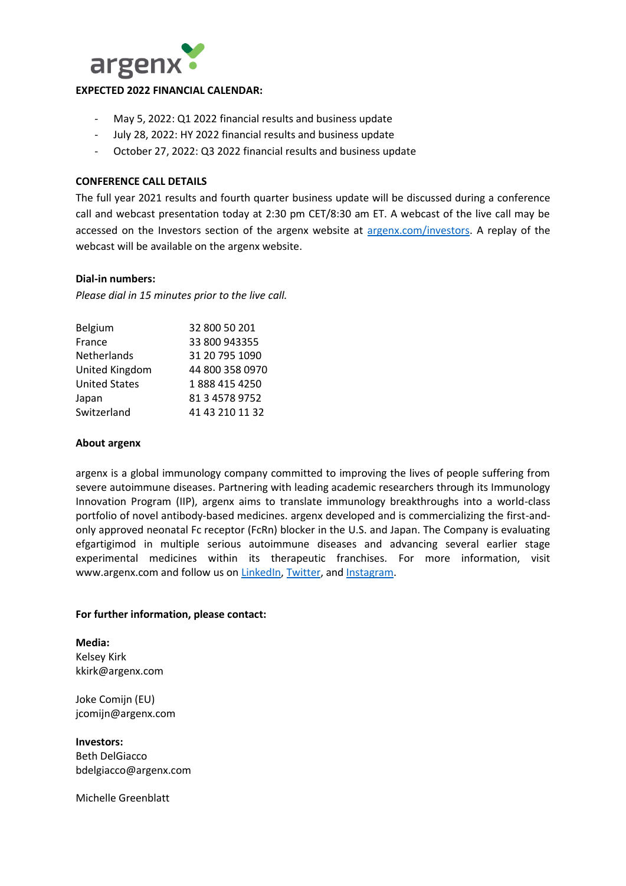**EXPECTED 2022 FINANCIAL CALENDAR:**

- May 5, 2022: Q1 2022 financial results and business update
- July 28, 2022: HY 2022 financial results and business update
- October 27, 2022: Q3 2022 financial results and business update

**CONFERENCE CALL DETAILS**

The full year 2021 results and fourth quarter business update will be discussed during a conference call and webcast presentation today at 2:30 pm CET/8:30 am ET. A webcast of the live call may be accessed on the Investors section of the argenx website at argenx.com/investors. A replay of the webcast will be available on the argenx website.

**Dial-in numbers:**

*Please dial in 15 minutes prior to the live call.*

| | |
|---|---|
| Belgium | 32 800 50 201 |
| France | 33 800 943355 |
| Netherlands | 31 20 795 1090 |
| United Kingdom | 44 800 358 0970 |
| United States | 1 888 415 4250 |
| Japan | 81 3 4578 9752 |
| Switzerland | 41 43 210 11 32 |

**About argenx**

argenx is a global immunology company committed to improving the lives of people suffering from severe autoimmune diseases. Partnering with leading academic researchers through its Immunology Innovation Program (IIP), argenx aims to translate immunology breakthroughs into a world-class portfolio of novel antibody-based medicines. argenx developed and is commercializing the first-and-only approved neonatal Fc receptor (FcRn) blocker in the U.S. and Japan. The Company is evaluating efgartigimod in multiple serious autoimmune diseases and advancing several earlier stage experimental medicines within its therapeutic franchises. For more information, visit www.argenx.com and follow us on LinkedIn, Twitter, and Instagram.

**For further information, please contact:**

**Media:**
Kelsey Kirk
kkirk@argenx.com

Joke Comijn (EU)
jcomijn@argenx.com

**Investors:**
Beth DelGiacco
bdelgiacco@argenx.com

Michelle Greenblatt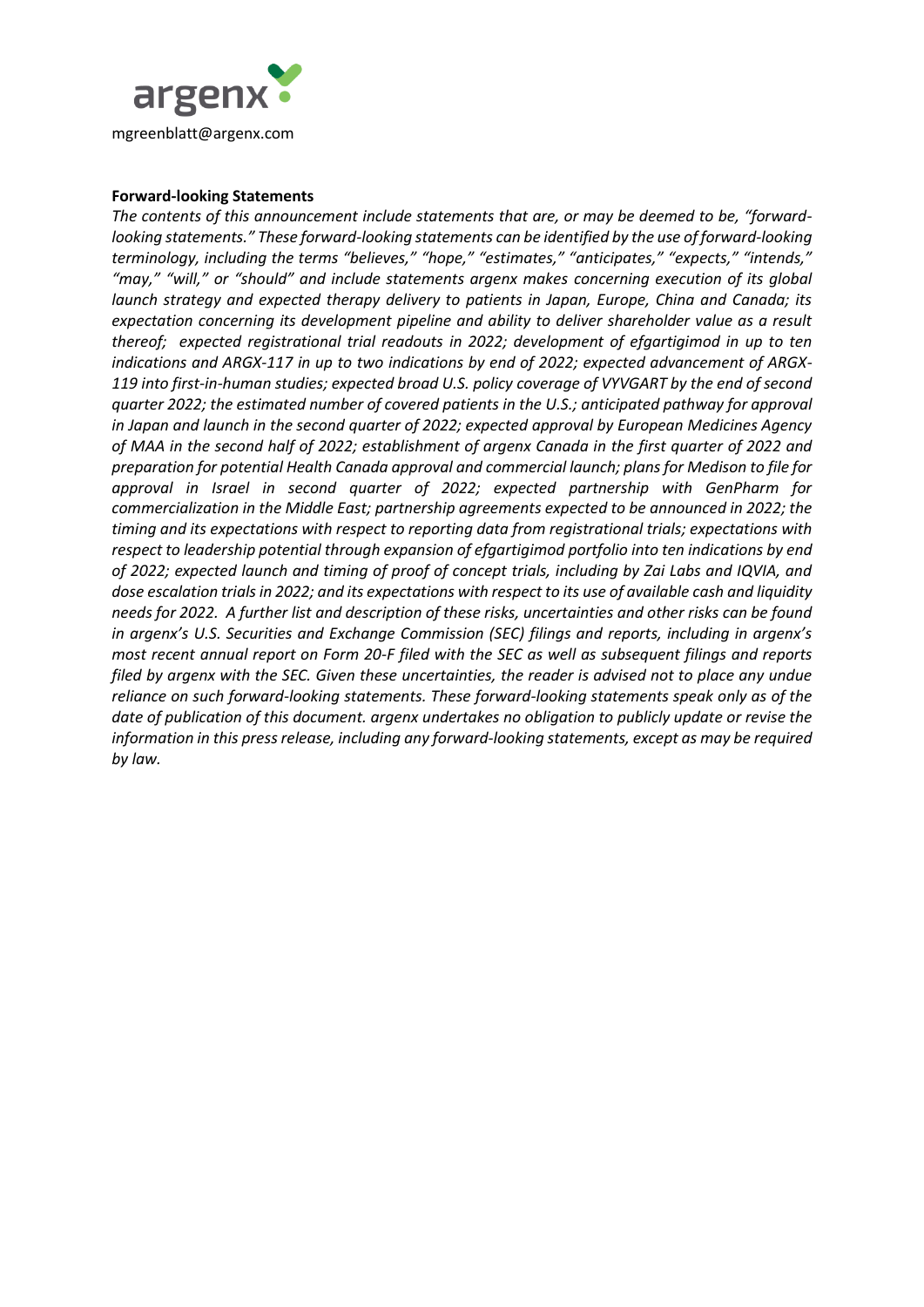mgreenblatt@argenx.com

**Forward-looking Statements**

*The contents of this announcement include statements that are, or may be deemed to be, "forward-looking statements." These forward-looking statements can be identified by the use of forward-looking terminology, including the terms "believes," "hope," "estimates," "anticipates," "expects," "intends," "may," "will," or "should" and include statements argenx makes concerning execution of its global launch strategy and expected therapy delivery to patients in Japan, Europe, China and Canada; its expectation concerning its development pipeline and ability to deliver shareholder value as a result thereof; expected registrational trial readouts in 2022; development of efgartigimod in up to ten indications and ARGX-117 in up to two indications by end of 2022; expected advancement of ARGX-119 into first-in-human studies; expected broad U.S. policy coverage of VYVGART by the end of second quarter 2022; the estimated number of covered patients in the U.S.; anticipated pathway for approval in Japan and launch in the second quarter of 2022; expected approval by European Medicines Agency of MAA in the second half of 2022; establishment of argenx Canada in the first quarter of 2022 and preparation for potential Health Canada approval and commercial launch; plans for Medison to file for approval in Israel in second quarter of 2022; expected partnership with GenPharm for commercialization in the Middle East; partnership agreements expected to be announced in 2022; the timing and its expectations with respect to reporting data from registrational trials; expectations with respect to leadership potential through expansion of efgartigimod portfolio into ten indications by end of 2022; expected launch and timing of proof of concept trials, including by Zai Labs and IQVIA, and dose escalation trials in 2022; and its expectations with respect to its use of available cash and liquidity needs for 2022. A further list and description of these risks, uncertainties and other risks can be found in argenx's U.S. Securities and Exchange Commission (SEC) filings and reports, including in argenx's most recent annual report on Form 20-F filed with the SEC as well as subsequent filings and reports filed by argenx with the SEC. Given these uncertainties, the reader is advised not to place any undue reliance on such forward-looking statements. These forward-looking statements speak only as of the date of publication of this document. argenx undertakes no obligation to publicly update or revise the information in this press release, including any forward-looking statements, except as may be required by law.*